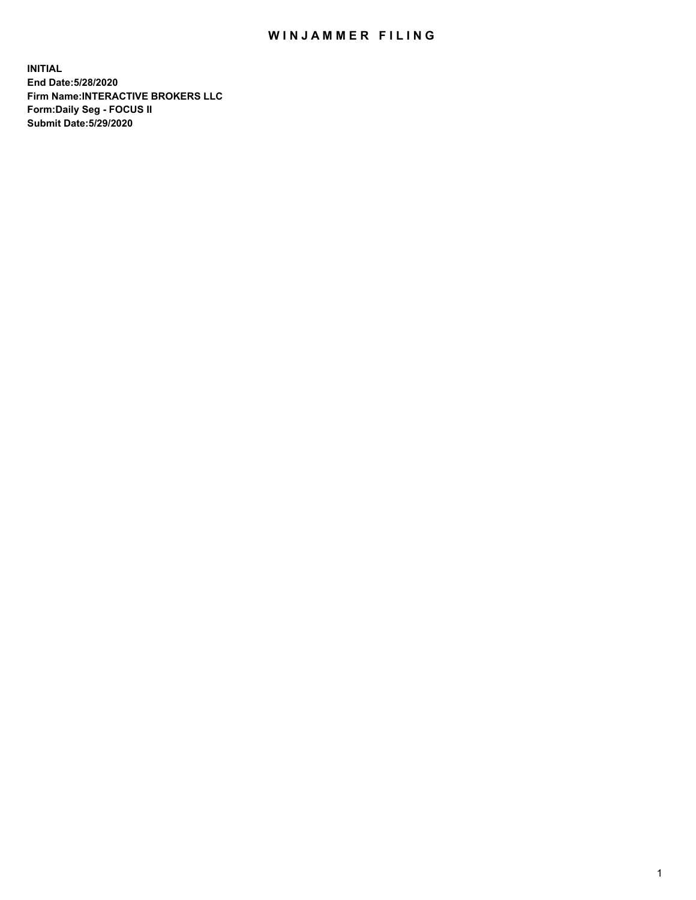# WINJAMMER FILING

**INITIAL**
**End Date:5/28/2020**
**Firm Name:INTERACTIVE BROKERS LLC**
**Form:Daily Seg - FOCUS II**
**Submit Date:5/29/2020**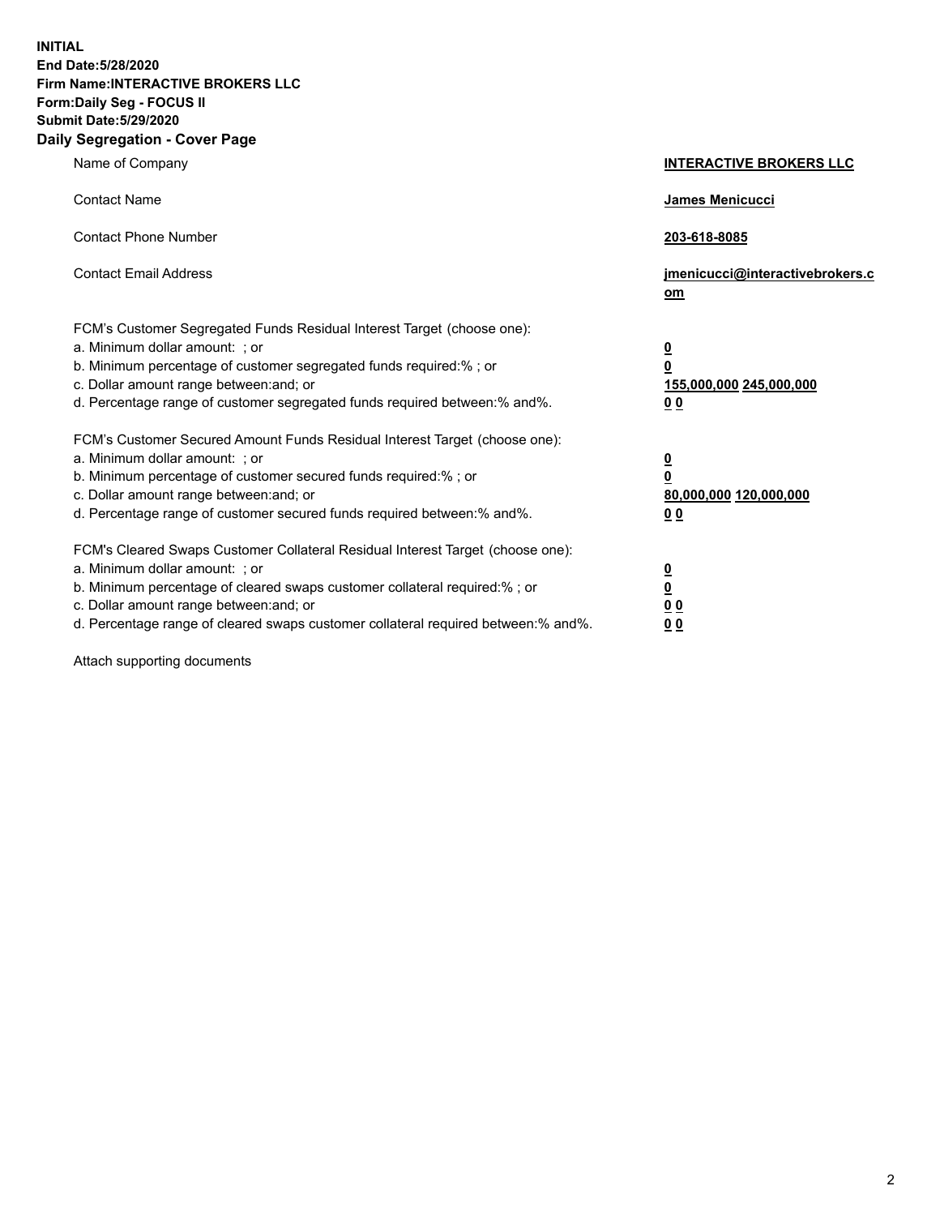**INITIAL**
**End Date:5/28/2020**
**Firm Name:INTERACTIVE BROKERS LLC**
**Form:Daily Seg - FOCUS II**
**Submit Date:5/29/2020**
**Daily Segregation - Cover Page**

| | |
|---|---|
| Name of Company | **INTERACTIVE BROKERS LLC** |
| Contact Name | **James Menicucci** |
| Contact Phone Number | **203-618-8085** |
| Contact Email Address | **jmenicucci@interactivebrokers.com** |

FCM's Customer Segregated Funds Residual Interest Target (choose one):

| | |
|---|---|
| a. Minimum dollar amount: ; or | **0** |
| b. Minimum percentage of customer segregated funds required:% ; or | **0** |
| c. Dollar amount range between:and; or | **155,000,000 245,000,000** |
| d. Percentage range of customer segregated funds required between:% and%. | **0 0** |

FCM's Customer Secured Amount Funds Residual Interest Target (choose one):

| | |
|---|---|
| a. Minimum dollar amount: ; or | **0** |
| b. Minimum percentage of customer secured funds required:% ; or | **0** |
| c. Dollar amount range between:and; or | **80,000,000 120,000,000** |
| d. Percentage range of customer secured funds required between:% and%. | **0 0** |

FCM's Cleared Swaps Customer Collateral Residual Interest Target (choose one):

| | |
|---|---|
| a. Minimum dollar amount: ; or | **0** |
| b. Minimum percentage of cleared swaps customer collateral required:% ; or | **0** |
| c. Dollar amount range between:and; or | **0 0** |
| d. Percentage range of cleared swaps customer collateral required between:% and%. | **0 0** |

Attach supporting documents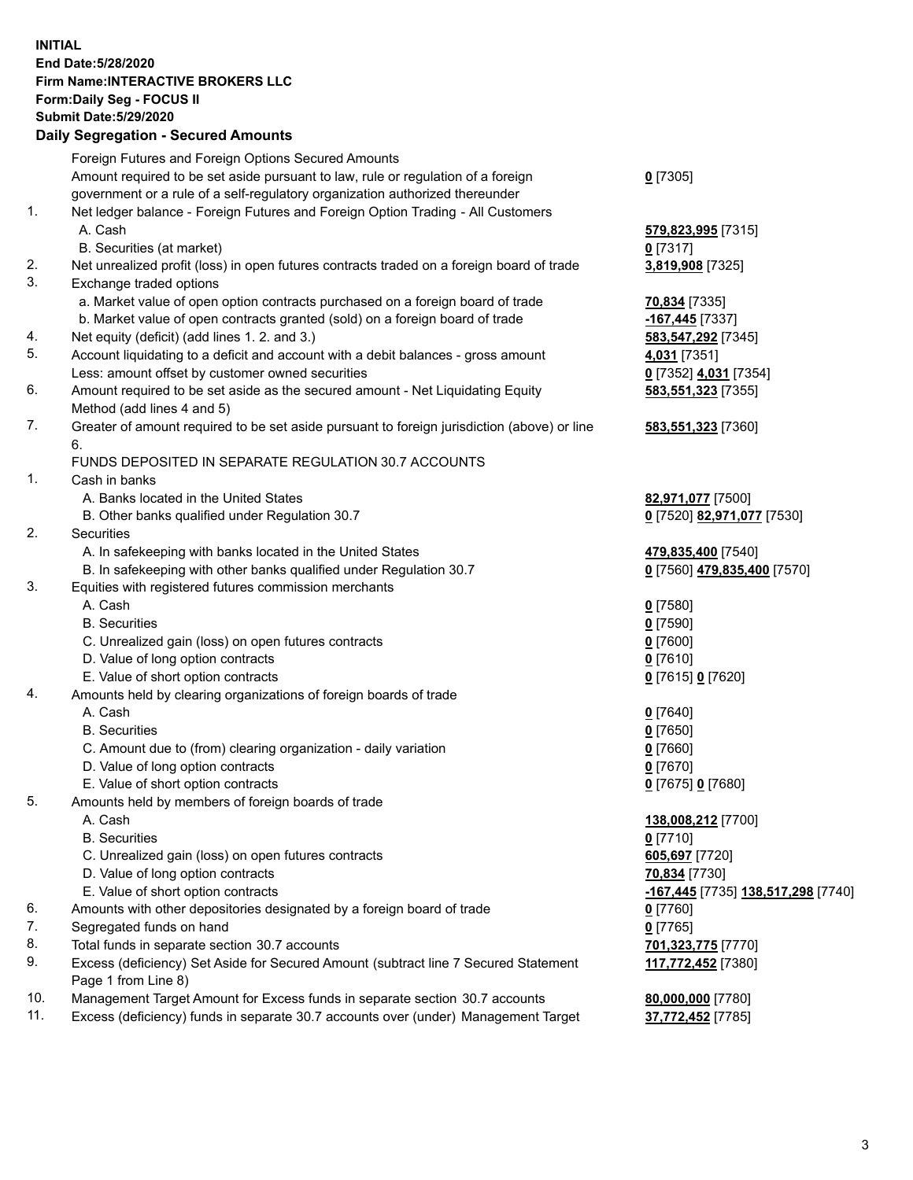**INITIAL**
**End Date:5/28/2020**
**Firm Name:INTERACTIVE BROKERS LLC**
**Form:Daily Seg - FOCUS II**
**Submit Date:5/29/2020**

**Daily Segregation - Secured Amounts**

| | | |
|---|---|---|
| | Foreign Futures and Foreign Options Secured Amounts | |
| | Amount required to be set aside pursuant to law, rule or regulation of a foreign government or a rule of a self-regulatory organization authorized thereunder | **0** [7305] |
| 1. | Net ledger balance - Foreign Futures and Foreign Option Trading - All Customers | |
| | A. Cash | **579,823,995** [7315] |
| | B. Securities (at market) | **0** [7317] |
| 2. | Net unrealized profit (loss) in open futures contracts traded on a foreign board of trade | **3,819,908** [7325] |
| 3. | Exchange traded options | |
| | a. Market value of open option contracts purchased on a foreign board of trade | **70,834** [7335] |
| | b. Market value of open contracts granted (sold) on a foreign board of trade | **-167,445** [7337] |
| 4. | Net equity (deficit) (add lines 1. 2. and 3.) | **583,547,292** [7345] |
| 5. | Account liquidating to a deficit and account with a debit balances - gross amount | **4,031** [7351] |
| | Less: amount offset by customer owned securities | **0** [7352] **4,031** [7354] |
| 6. | Amount required to be set aside as the secured amount - Net Liquidating Equity Method (add lines 4 and 5) | **583,551,323** [7355] |
| 7. | Greater of amount required to be set aside pursuant to foreign jurisdiction (above) or line 6. | **583,551,323** [7360] |
| | FUNDS DEPOSITED IN SEPARATE REGULATION 30.7 ACCOUNTS | |
| 1. | Cash in banks | |
| | A. Banks located in the United States | **82,971,077** [7500] |
| | B. Other banks qualified under Regulation 30.7 | **0** [7520] **82,971,077** [7530] |
| 2. | Securities | |
| | A. In safekeeping with banks located in the United States | **479,835,400** [7540] |
| | B. In safekeeping with other banks qualified under Regulation 30.7 | **0** [7560] **479,835,400** [7570] |
| 3. | Equities with registered futures commission merchants | |
| | A. Cash | **0** [7580] |
| | B. Securities | **0** [7590] |
| | C. Unrealized gain (loss) on open futures contracts | **0** [7600] |
| | D. Value of long option contracts | **0** [7610] |
| | E. Value of short option contracts | **0** [7615] **0** [7620] |
| 4. | Amounts held by clearing organizations of foreign boards of trade | |
| | A. Cash | **0** [7640] |
| | B. Securities | **0** [7650] |
| | C. Amount due to (from) clearing organization - daily variation | **0** [7660] |
| | D. Value of long option contracts | **0** [7670] |
| | E. Value of short option contracts | **0** [7675] **0** [7680] |
| 5. | Amounts held by members of foreign boards of trade | |
| | A. Cash | **138,008,212** [7700] |
| | B. Securities | **0** [7710] |
| | C. Unrealized gain (loss) on open futures contracts | **605,697** [7720] |
| | D. Value of long option contracts | **70,834** [7730] |
| | E. Value of short option contracts | **-167,445** [7735] **138,517,298** [7740] |
| 6. | Amounts with other depositories designated by a foreign board of trade | **0** [7760] |
| 7. | Segregated funds on hand | **0** [7765] |
| 8. | Total funds in separate section 30.7 accounts | **701,323,775** [7770] |
| 9. | Excess (deficiency) Set Aside for Secured Amount (subtract line 7 Secured Statement Page 1 from Line 8) | **117,772,452** [7380] |
| 10. | Management Target Amount for Excess funds in separate section 30.7 accounts | **80,000,000** [7780] |
| 11. | Excess (deficiency) funds in separate 30.7 accounts over (under) Management Target | **37,772,452** [7785] |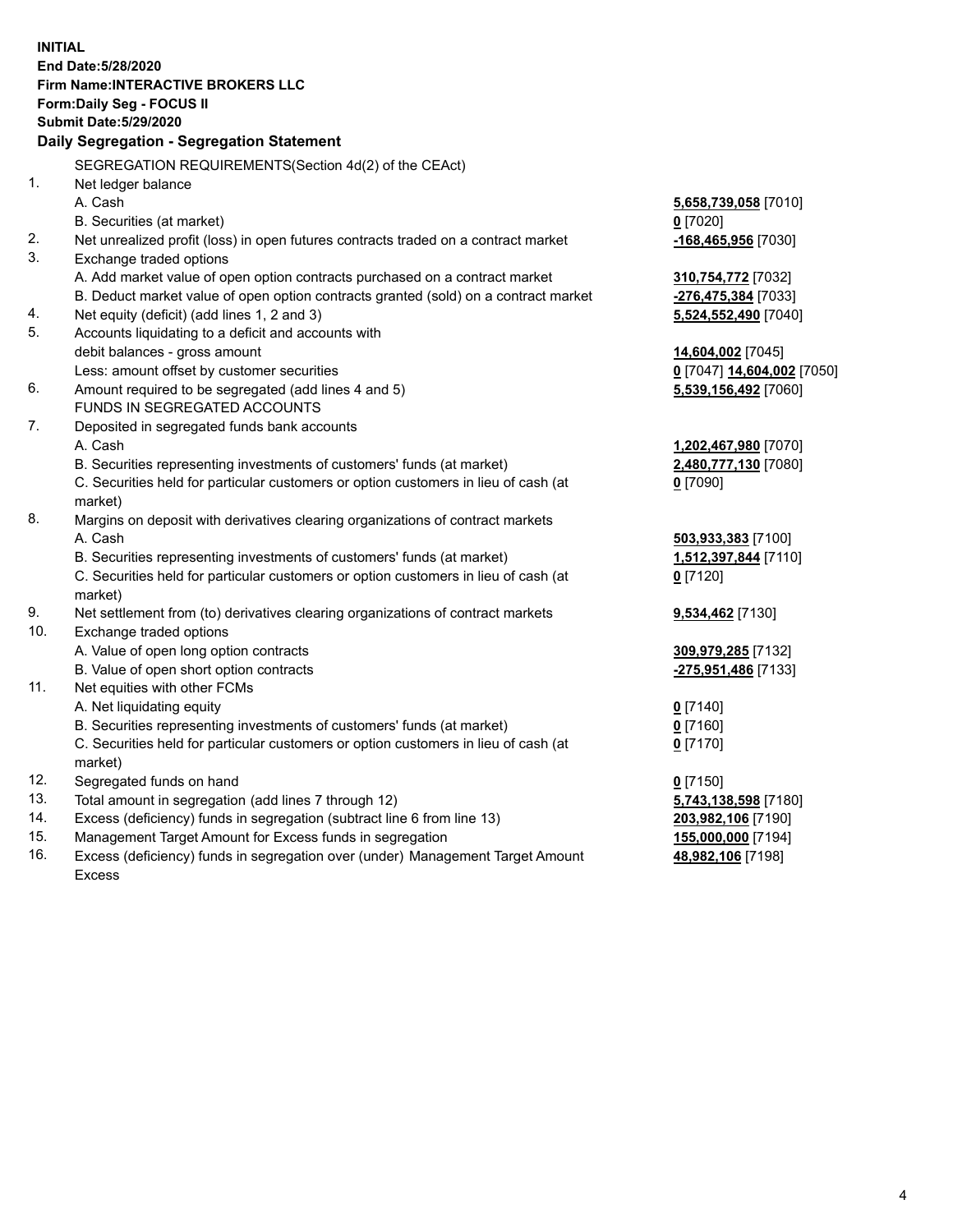**INITIAL**
**End Date:5/28/2020**
**Firm Name:INTERACTIVE BROKERS LLC**
**Form:Daily Seg - FOCUS II**
**Submit Date:5/29/2020**

## Daily Segregation - Segregation Statement

| | | |
|---|---|---|
| | SEGREGATION REQUIREMENTS(Section 4d(2) of the CEAct) | |
| 1. | Net ledger balance | |
| | A. Cash | **5,658,739,058** [7010] |
| | B. Securities (at market) | **0** [7020] |
| 2. | Net unrealized profit (loss) in open futures contracts traded on a contract market | **-168,465,956** [7030] |
| 3. | Exchange traded options | |
| | A. Add market value of open option contracts purchased on a contract market | **310,754,772** [7032] |
| | B. Deduct market value of open option contracts granted (sold) on a contract market | **-276,475,384** [7033] |
| 4. | Net equity (deficit) (add lines 1, 2 and 3) | **5,524,552,490** [7040] |
| 5. | Accounts liquidating to a deficit and accounts with | |
| | debit balances - gross amount | **14,604,002** [7045] |
| | Less: amount offset by customer securities | **0** [7047] **14,604,002** [7050] |
| 6. | Amount required to be segregated (add lines 4 and 5) | **5,539,156,492** [7060] |
| | FUNDS IN SEGREGATED ACCOUNTS | |
| 7. | Deposited in segregated funds bank accounts | |
| | A. Cash | **1,202,467,980** [7070] |
| | B. Securities representing investments of customers' funds (at market) | **2,480,777,130** [7080] |
| | C. Securities held for particular customers or option customers in lieu of cash (at market) | **0** [7090] |
| 8. | Margins on deposit with derivatives clearing organizations of contract markets | |
| | A. Cash | **503,933,383** [7100] |
| | B. Securities representing investments of customers' funds (at market) | **1,512,397,844** [7110] |
| | C. Securities held for particular customers or option customers in lieu of cash (at market) | **0** [7120] |
| 9. | Net settlement from (to) derivatives clearing organizations of contract markets | **9,534,462** [7130] |
| 10. | Exchange traded options | |
| | A. Value of open long option contracts | **309,979,285** [7132] |
| | B. Value of open short option contracts | **-275,951,486** [7133] |
| 11. | Net equities with other FCMs | |
| | A. Net liquidating equity | **0** [7140] |
| | B. Securities representing investments of customers' funds (at market) | **0** [7160] |
| | C. Securities held for particular customers or option customers in lieu of cash (at market) | **0** [7170] |
| 12. | Segregated funds on hand | **0** [7150] |
| 13. | Total amount in segregation (add lines 7 through 12) | **5,743,138,598** [7180] |
| 14. | Excess (deficiency) funds in segregation (subtract line 6 from line 13) | **203,982,106** [7190] |
| 15. | Management Target Amount for Excess funds in segregation | **155,000,000** [7194] |
| 16. | Excess (deficiency) funds in segregation over (under) Management Target Amount Excess | **48,982,106** [7198] |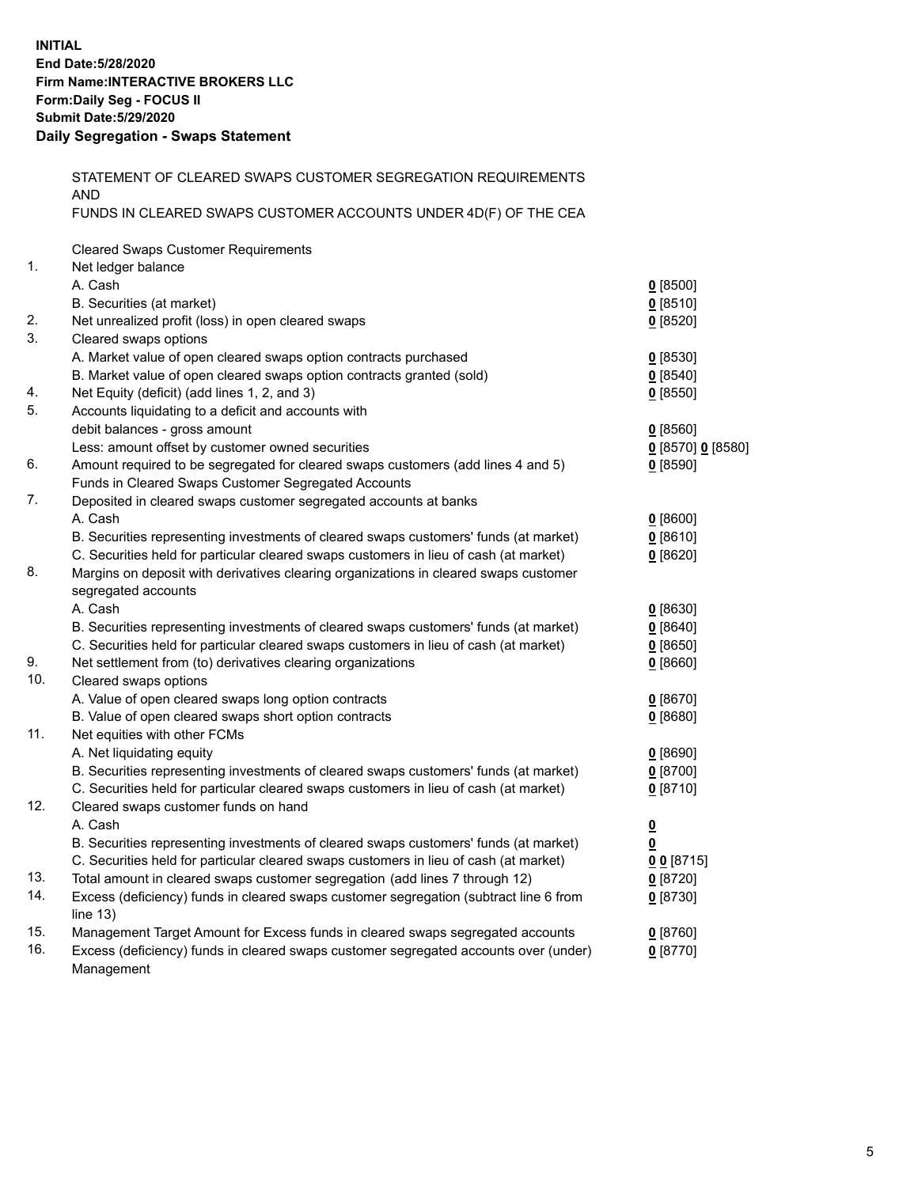**INITIAL**
**End Date:5/28/2020**
**Firm Name:INTERACTIVE BROKERS LLC**
**Form:Daily Seg - FOCUS II**
**Submit Date:5/29/2020**
**Daily Segregation - Swaps Statement**

STATEMENT OF CLEARED SWAPS CUSTOMER SEGREGATION REQUIREMENTS AND FUNDS IN CLEARED SWAPS CUSTOMER ACCOUNTS UNDER 4D(F) OF THE CEA

| | | |
|---|---|---|
| | Cleared Swaps Customer Requirements | |
| 1. | Net ledger balance | |
| | A. Cash | 0 [8500] |
| | B. Securities (at market) | 0 [8510] |
| 2. | Net unrealized profit (loss) in open cleared swaps | 0 [8520] |
| 3. | Cleared swaps options | |
| | A. Market value of open cleared swaps option contracts purchased | 0 [8530] |
| | B. Market value of open cleared swaps option contracts granted (sold) | 0 [8540] |
| 4. | Net Equity (deficit) (add lines 1, 2, and 3) | 0 [8550] |
| 5. | Accounts liquidating to a deficit and accounts with debit balances - gross amount | 0 [8560] |
| | Less: amount offset by customer owned securities | 0 [8570] 0 [8580] |
| 6. | Amount required to be segregated for cleared swaps customers (add lines 4 and 5) | 0 [8590] |
| | Funds in Cleared Swaps Customer Segregated Accounts | |
| 7. | Deposited in cleared swaps customer segregated accounts at banks | |
| | A. Cash | 0 [8600] |
| | B. Securities representing investments of cleared swaps customers' funds (at market) | 0 [8610] |
| | C. Securities held for particular cleared swaps customers in lieu of cash (at market) | 0 [8620] |
| 8. | Margins on deposit with derivatives clearing organizations in cleared swaps customer segregated accounts | |
| | A. Cash | 0 [8630] |
| | B. Securities representing investments of cleared swaps customers' funds (at market) | 0 [8640] |
| | C. Securities held for particular cleared swaps customers in lieu of cash (at market) | 0 [8650] |
| 9. | Net settlement from (to) derivatives clearing organizations | 0 [8660] |
| 10. | Cleared swaps options | |
| | A. Value of open cleared swaps long option contracts | 0 [8670] |
| | B. Value of open cleared swaps short option contracts | 0 [8680] |
| 11. | Net equities with other FCMs | |
| | A. Net liquidating equity | 0 [8690] |
| | B. Securities representing investments of cleared swaps customers' funds (at market) | 0 [8700] |
| | C. Securities held for particular cleared swaps customers in lieu of cash (at market) | 0 [8710] |
| 12. | Cleared swaps customer funds on hand | |
| | A. Cash | 0 |
| | B. Securities representing investments of cleared swaps customers' funds (at market) | 0 |
| | C. Securities held for particular cleared swaps customers in lieu of cash (at market) | 0 0 [8715] |
| 13. | Total amount in cleared swaps customer segregation (add lines 7 through 12) | 0 [8720] |
| 14. | Excess (deficiency) funds in cleared swaps customer segregation (subtract line 6 from line 13) | 0 [8730] |
| 15. | Management Target Amount for Excess funds in cleared swaps segregated accounts | 0 [8760] |
| 16. | Excess (deficiency) funds in cleared swaps customer segregated accounts over (under) Management | 0 [8770] |